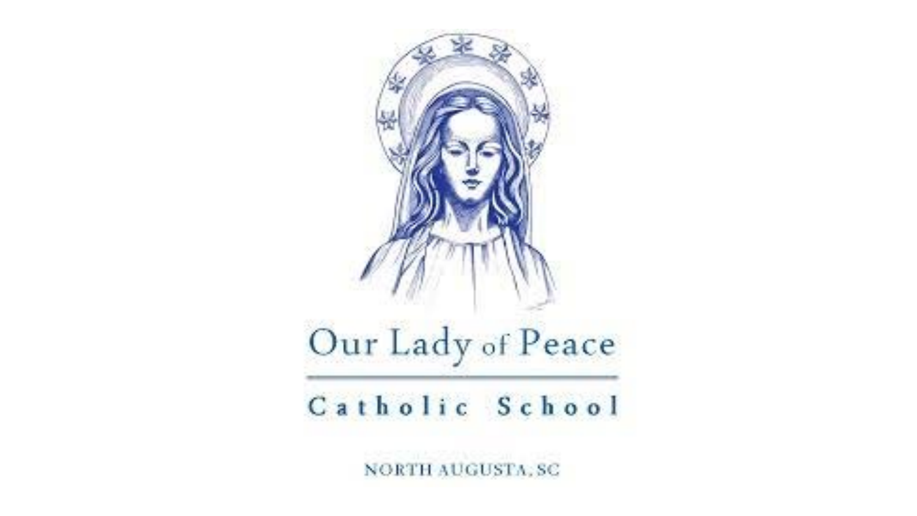# Our Lady of Peace

## Catholic School

NORTH AUGUSTA, SC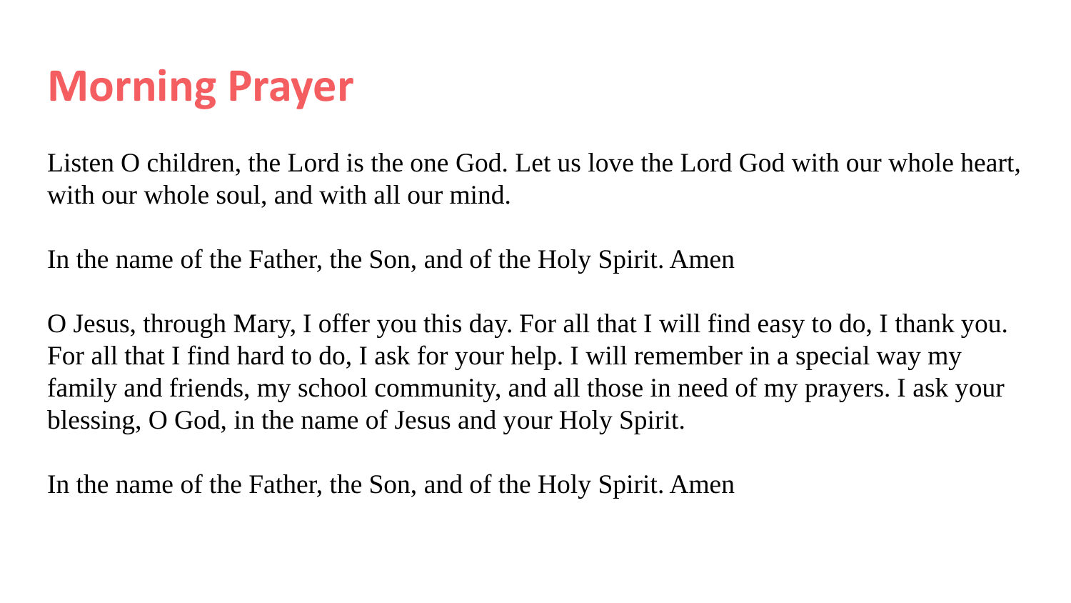# Morning Prayer

Listen O children, the Lord is the one God. Let us love the Lord God with our whole heart, with our whole soul, and with all our mind.

In the name of the Father, the Son, and of the Holy Spirit. Amen

O Jesus, through Mary, I offer you this day. For all that I will find easy to do, I thank you. For all that I find hard to do, I ask for your help. I will remember in a special way my family and friends, my school community, and all those in need of my prayers. I ask your blessing, O God, in the name of Jesus and your Holy Spirit.

In the name of the Father, the Son, and of the Holy Spirit. Amen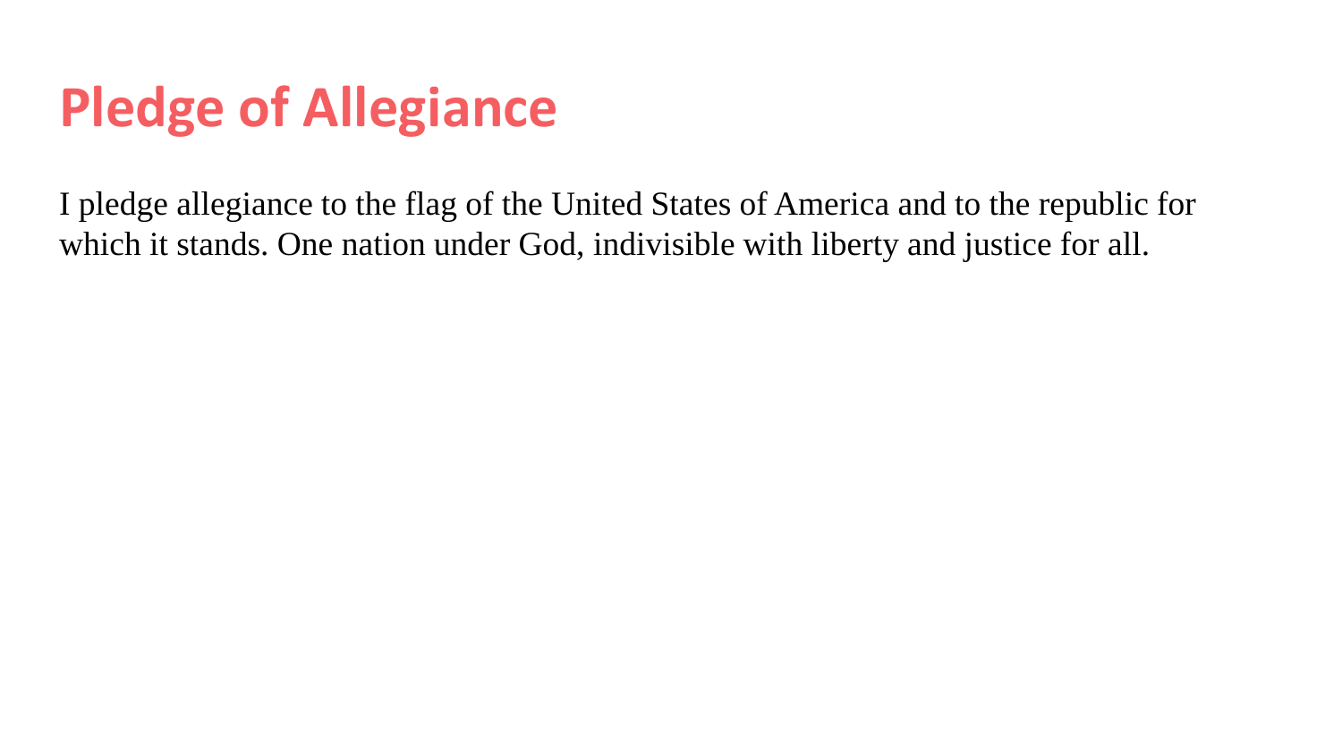# Pledge of Allegiance

I pledge allegiance to the flag of the United States of America and to the republic for which it stands. One nation under God, indivisible with liberty and justice for all.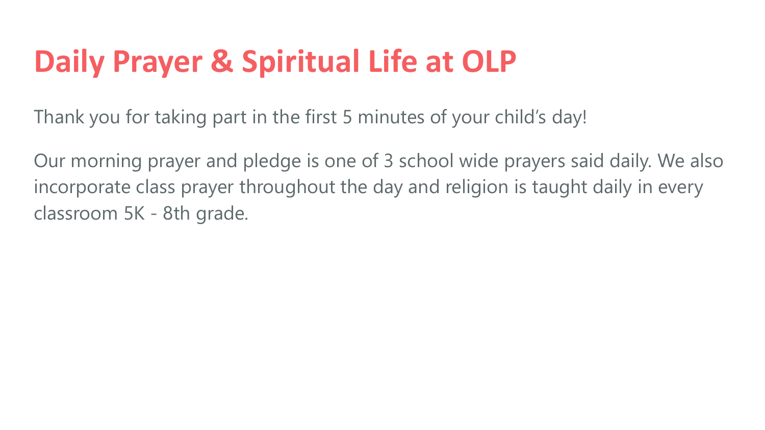# Daily Prayer & Spiritual Life at OLP

Thank you for taking part in the first 5 minutes of your child's day!

Our morning prayer and pledge is one of 3 school wide prayers said daily. We also incorporate class prayer throughout the day and religion is taught daily in every classroom 5K - 8th grade.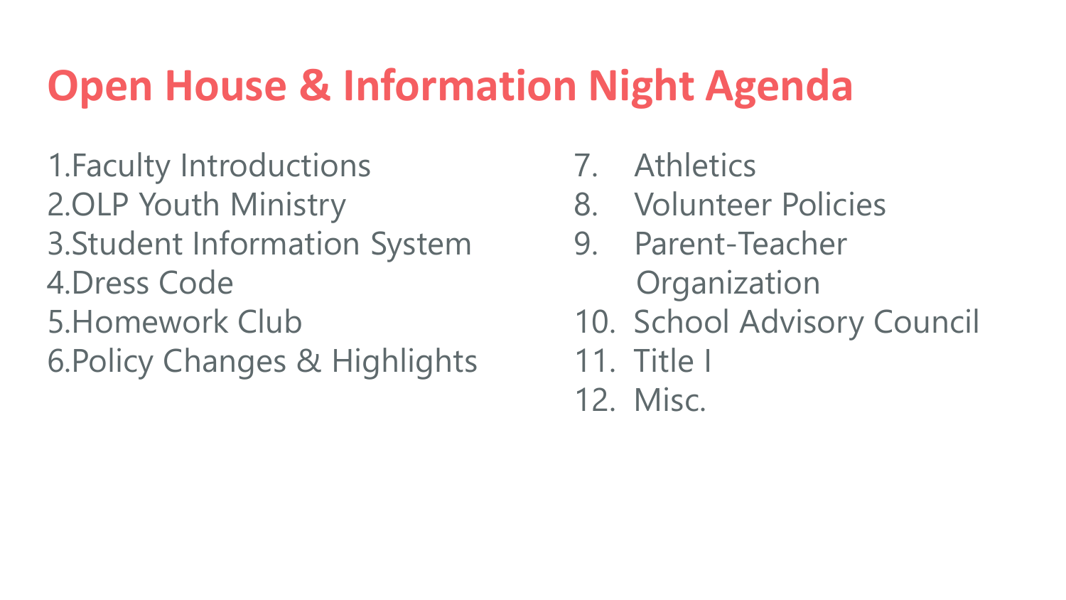# Open House & Information Night Agenda

1. Faculty Introductions
2. OLP Youth Ministry
3. Student Information System
4. Dress Code
5. Homework Club
6. Policy Changes & Highlights
7. Athletics
8. Volunteer Policies
9. Parent-Teacher Organization
10. School Advisory Council
11. Title I
12. Misc.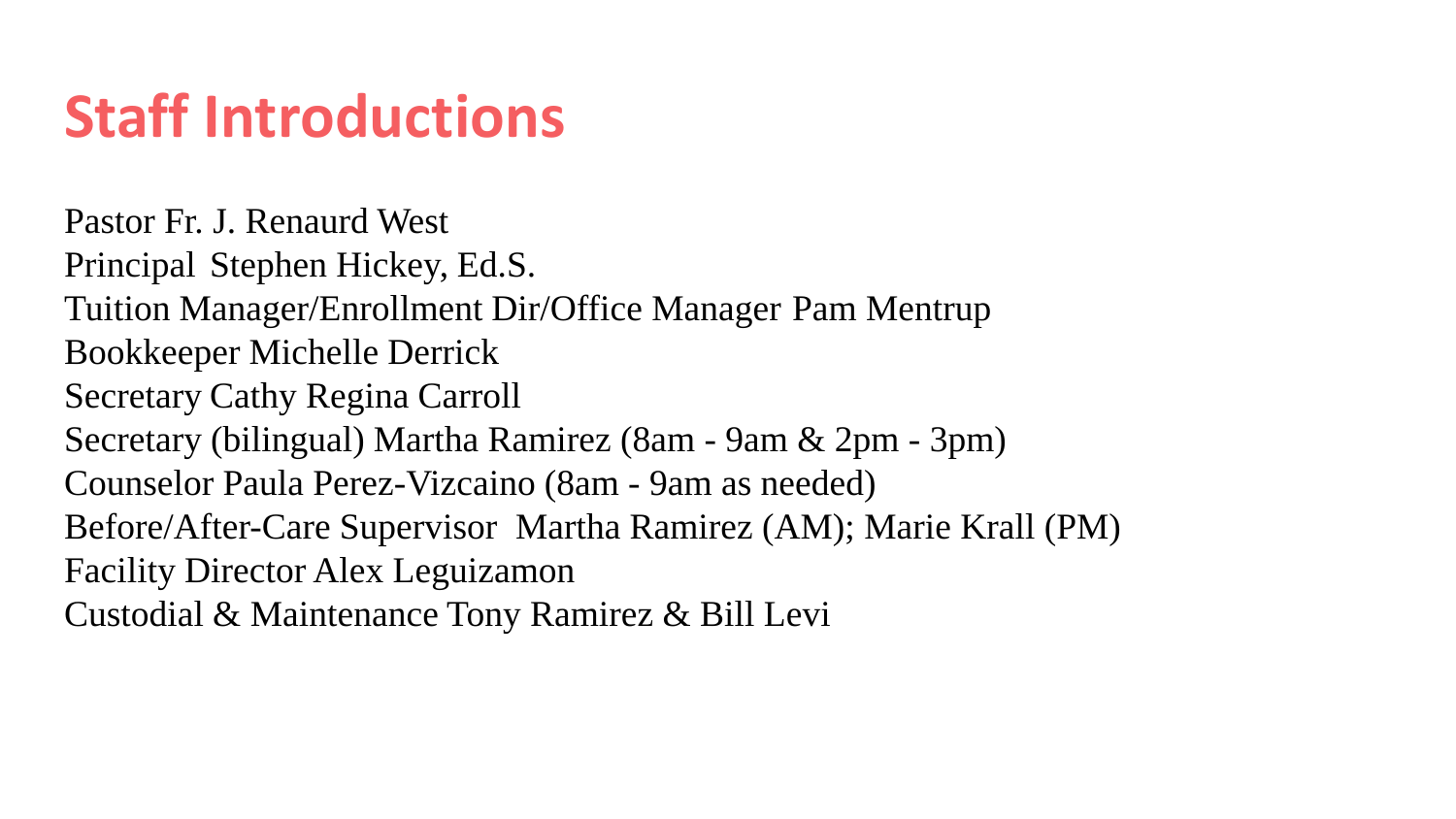# Staff Introductions

Pastor Fr. J. Renaurd West
Principal Stephen Hickey, Ed.S.
Tuition Manager/Enrollment Dir/Office Manager Pam Mentrup
Bookkeeper Michelle Derrick
Secretary Cathy Regina Carroll
Secretary (bilingual) Martha Ramirez (8am - 9am & 2pm - 3pm)
Counselor Paula Perez-Vizcaino (8am - 9am as needed)
Before/After-Care Supervisor Martha Ramirez (AM); Marie Krall (PM)
Facility Director Alex Leguizamon
Custodial & Maintenance Tony Ramirez & Bill Levi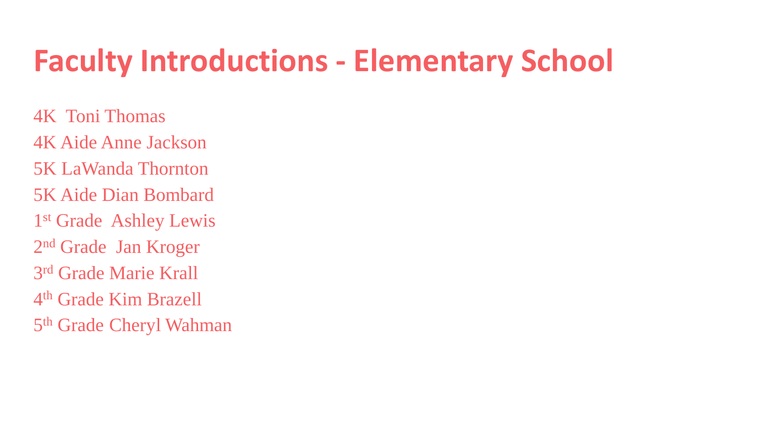# Faculty Introductions - Elementary School

4K  Toni Thomas
4K Aide Anne Jackson
5K LaWanda Thornton
5K Aide Dian Bombard
1st Grade  Ashley Lewis
2nd Grade  Jan Kroger
3rd Grade Marie Krall
4th Grade Kim Brazell
5th Grade Cheryl Wahman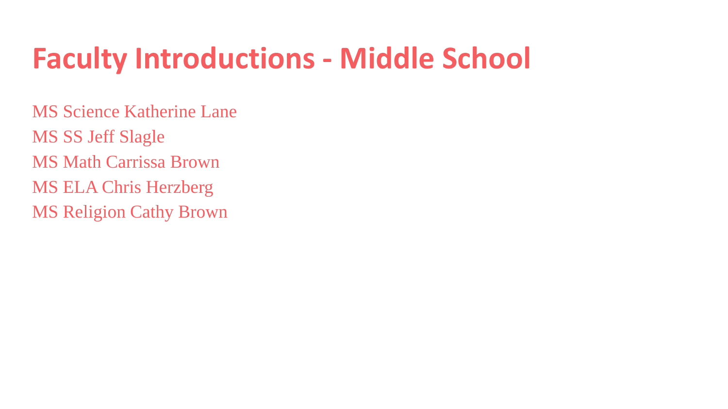# Faculty Introductions - Middle School

MS Science Katherine Lane
MS SS Jeff Slagle
MS Math Carrissa Brown
MS ELA Chris Herzberg
MS Religion Cathy Brown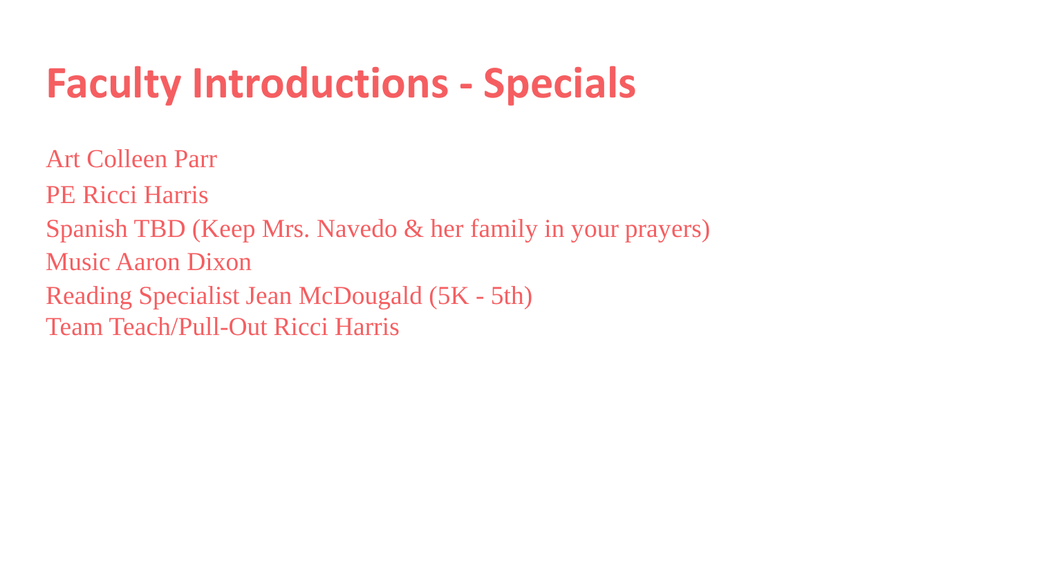# Faculty Introductions - Specials

Art Colleen Parr
PE Ricci Harris
Spanish TBD (Keep Mrs. Navedo & her family in your prayers)
Music Aaron Dixon
Reading Specialist Jean McDougald (5K - 5th)
Team Teach/Pull-Out Ricci Harris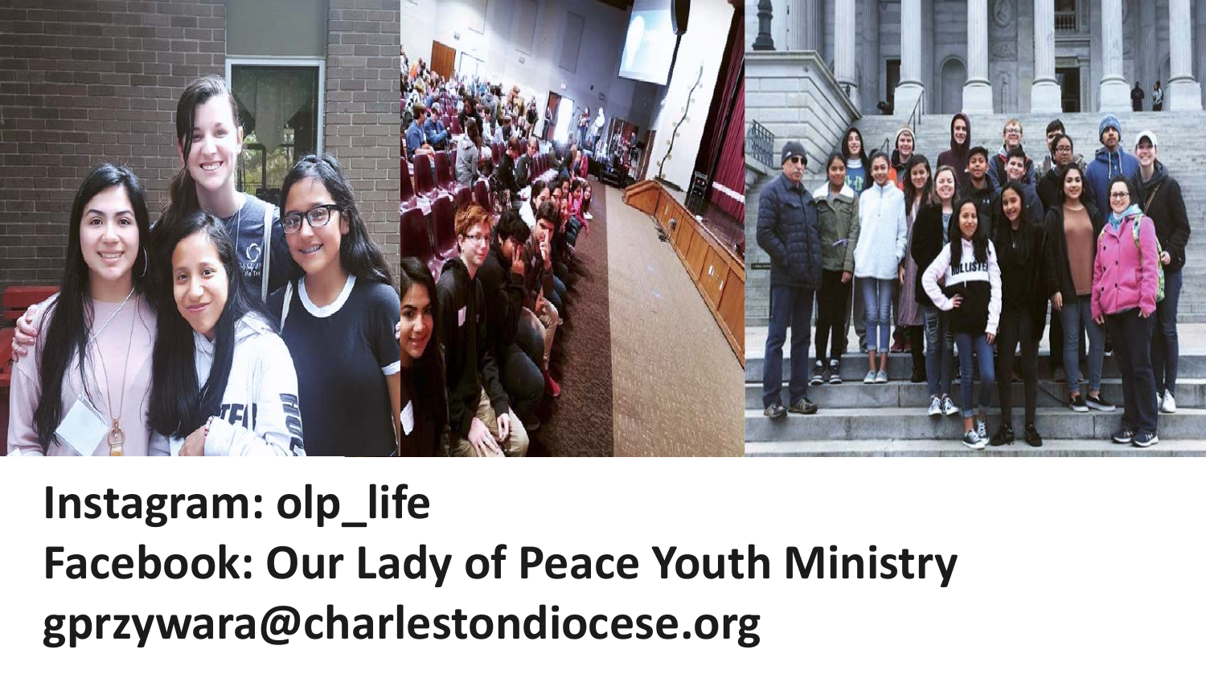**Instagram: olp_life**
**Facebook: Our Lady of Peace Youth Ministry**
**gprzywara@charlestondiocese.org**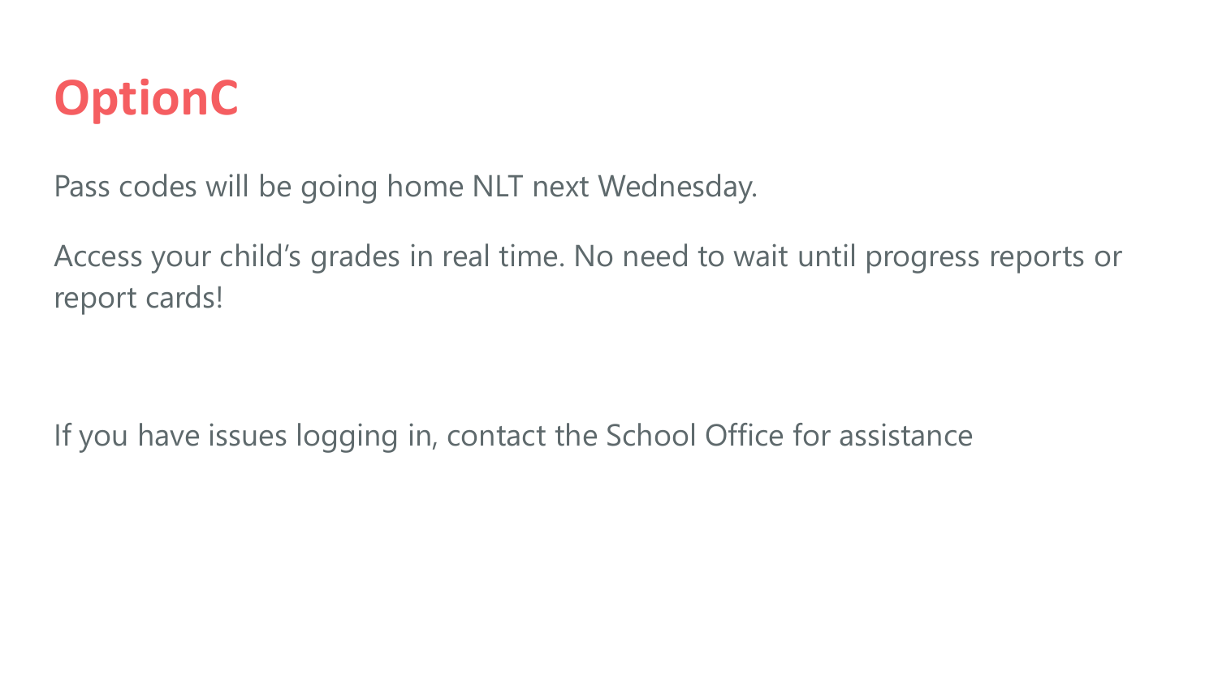# OptionC

Pass codes will be going home NLT next Wednesday.

Access your child's grades in real time. No need to wait until progress reports or report cards!

If you have issues logging in, contact the School Office for assistance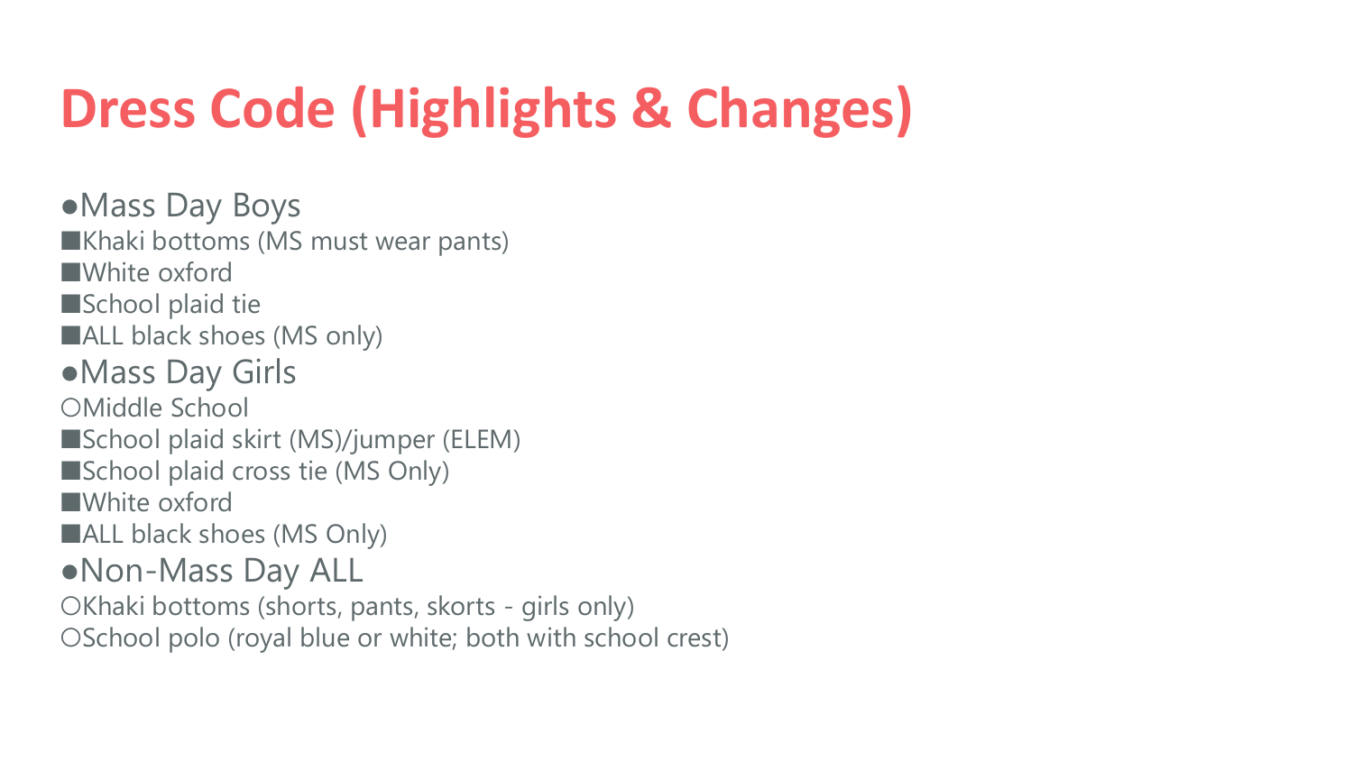# Dress Code (Highlights & Changes)

- Mass Day Boys
  - Khaki bottoms (MS must wear pants)
  - White oxford
  - School plaid tie
  - ALL black shoes (MS only)
- Mass Day Girls
  - Middle School
    - School plaid skirt (MS)/jumper (ELEM)
    - School plaid cross tie (MS Only)
    - White oxford
    - ALL black shoes (MS Only)
- Non-Mass Day ALL
  - Khaki bottoms (shorts, pants, skorts - girls only)
  - School polo (royal blue or white; both with school crest)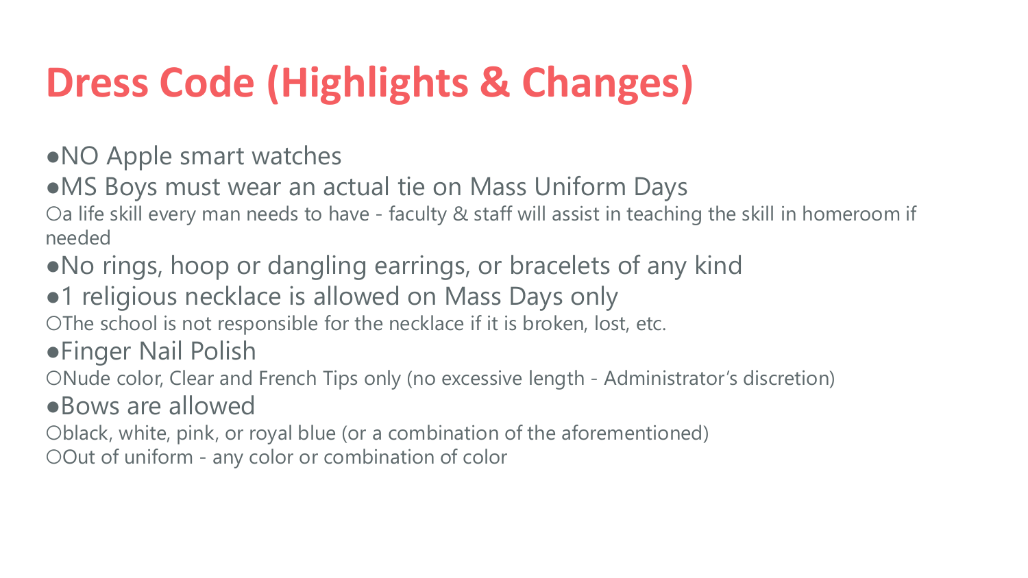# Dress Code (Highlights & Changes)

- NO Apple smart watches
- MS Boys must wear an actual tie on Mass Uniform Days
  - a life skill every man needs to have - faculty & staff will assist in teaching the skill in homeroom if needed
- No rings, hoop or dangling earrings, or bracelets of any kind
- 1 religious necklace is allowed on Mass Days only
  - The school is not responsible for the necklace if it is broken, lost, etc.
- Finger Nail Polish
  - Nude color, Clear and French Tips only (no excessive length - Administrator's discretion)
- Bows are allowed
  - black, white, pink, or royal blue (or a combination of the aforementioned)
  - Out of uniform - any color or combination of color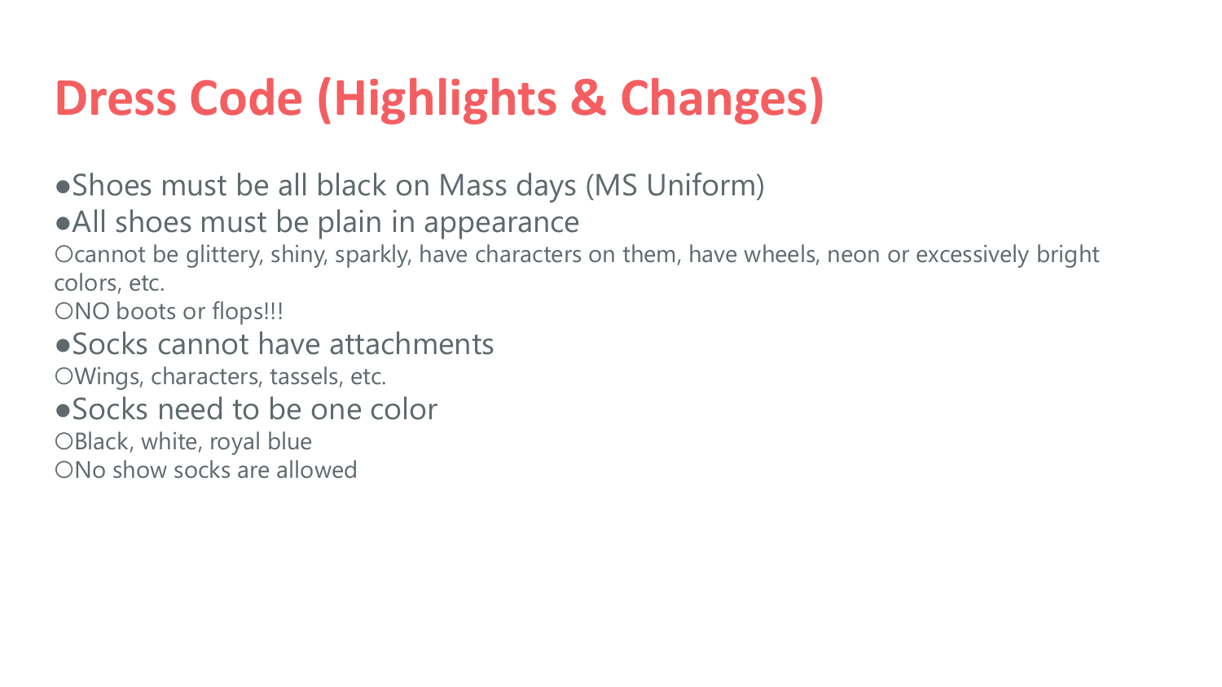# Dress Code (Highlights & Changes)

- Shoes must be all black on Mass days (MS Uniform)
- All shoes must be plain in appearance
  - cannot be glittery, shiny, sparkly, have characters on them, have wheels, neon or excessively bright colors, etc.
  - NO boots or flops!!!
- Socks cannot have attachments
  - Wings, characters, tassels, etc.
- Socks need to be one color
  - Black, white, royal blue
  - No show socks are allowed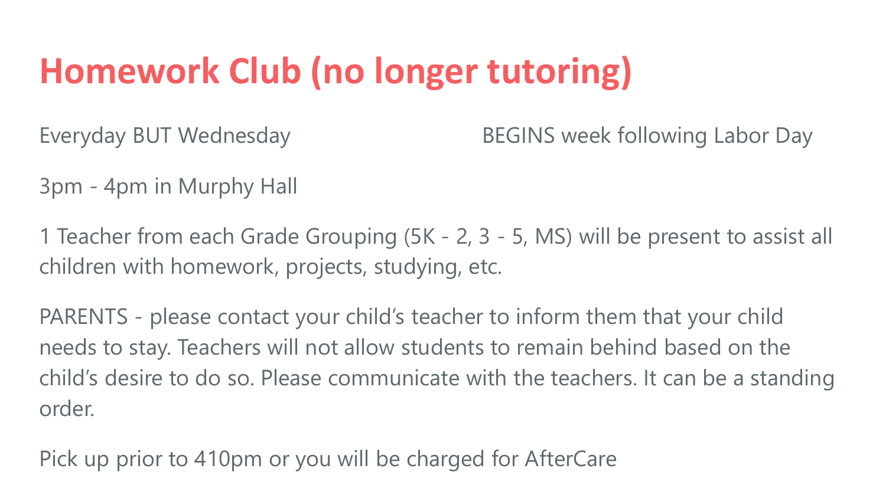# Homework Club (no longer tutoring)

Everyday BUT Wednesday

BEGINS week following Labor Day

3pm - 4pm in Murphy Hall

1 Teacher from each Grade Grouping (5K - 2, 3 - 5, MS) will be present to assist all children with homework, projects, studying, etc.

PARENTS - please contact your child's teacher to inform them that your child needs to stay. Teachers will not allow students to remain behind based on the child's desire to do so. Please communicate with the teachers. It can be a standing order.

Pick up prior to 410pm or you will be charged for AfterCare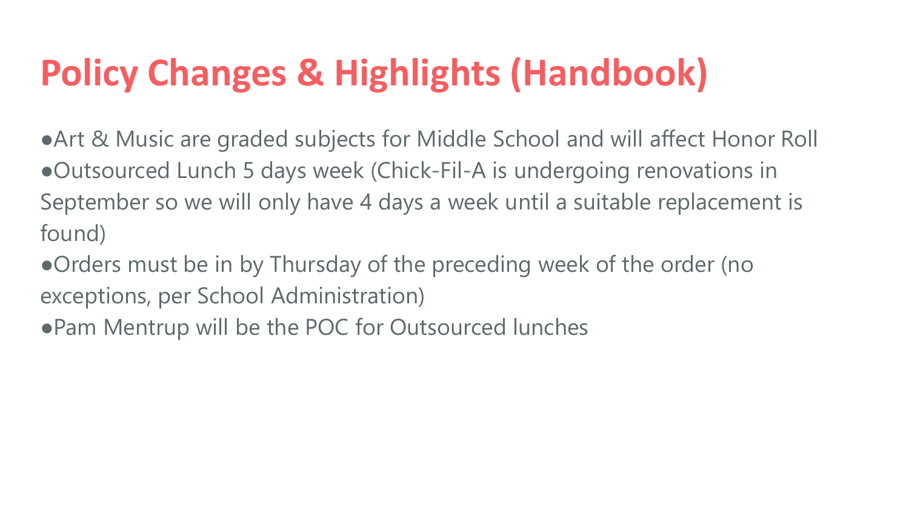# Policy Changes & Highlights (Handbook)

- Art & Music are graded subjects for Middle School and will affect Honor Roll
- Outsourced Lunch 5 days week (Chick-Fil-A is undergoing renovations in September so we will only have 4 days a week until a suitable replacement is found)
- Orders must be in by Thursday of the preceding week of the order (no exceptions, per School Administration)
- Pam Mentrup will be the POC for Outsourced lunches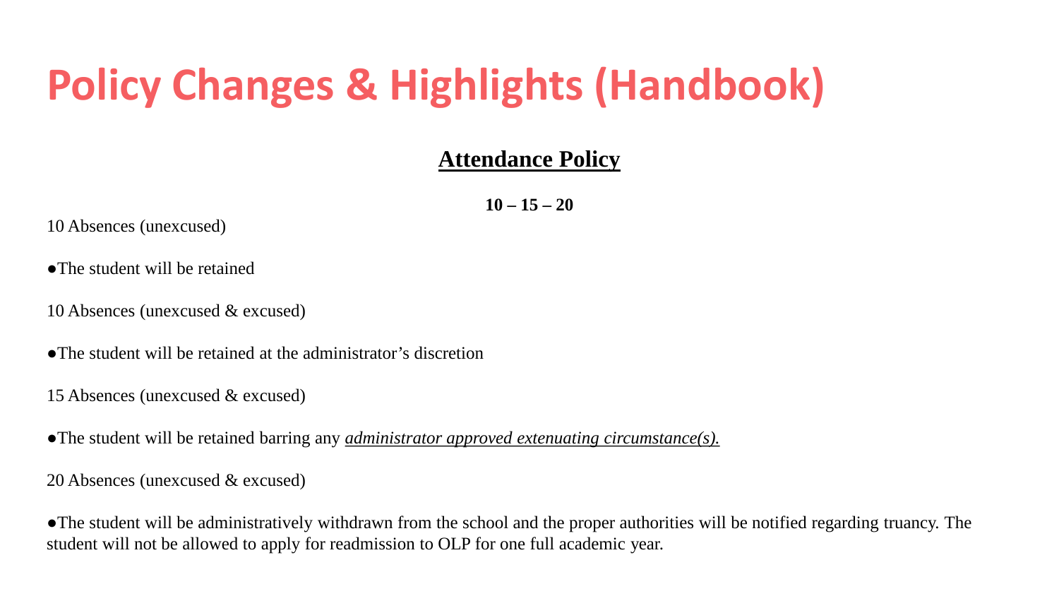# Policy Changes & Highlights (Handbook)

## Attendance Policy

**10 – 15 – 20**

10 Absences (unexcused)

●The student will be retained

10 Absences (unexcused & excused)

●The student will be retained at the administrator's discretion

15 Absences (unexcused & excused)

●The student will be retained barring any <u>*administrator approved extenuating circumstance(s).*</u>

20 Absences (unexcused & excused)

●The student will be administratively withdrawn from the school and the proper authorities will be notified regarding truancy. The student will not be allowed to apply for readmission to OLP for one full academic year.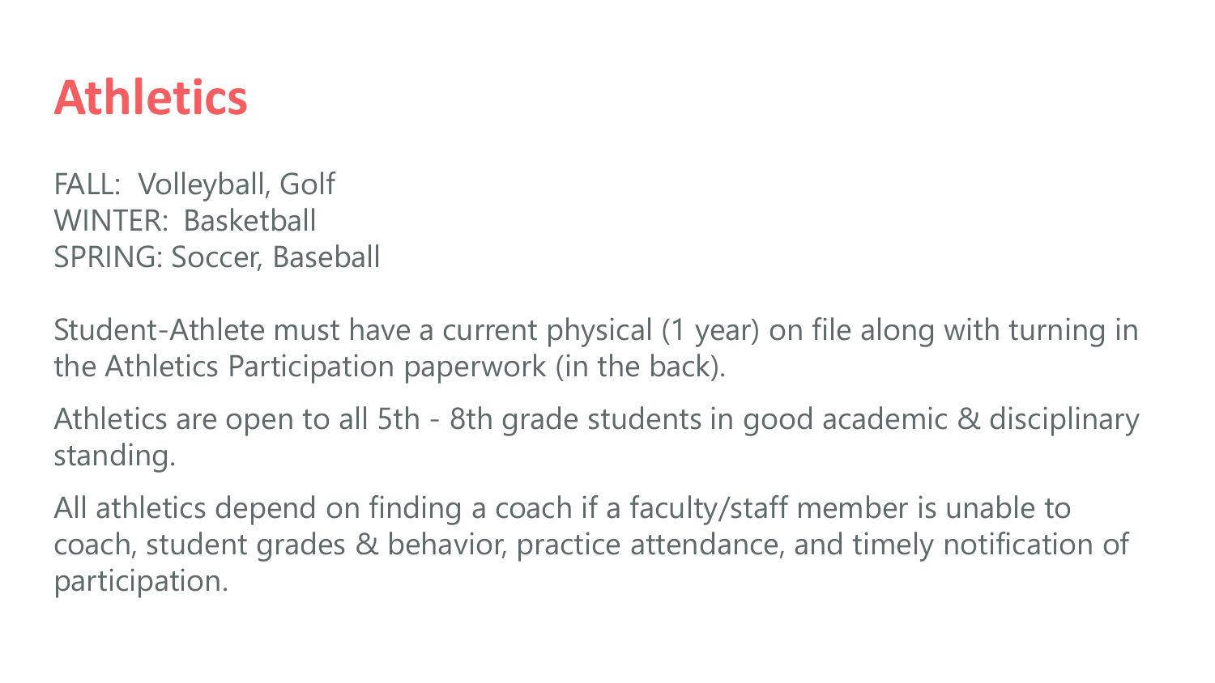# Athletics

FALL:  Volleyball, Golf
WINTER:  Basketball
SPRING: Soccer, Baseball

Student-Athlete must have a current physical (1 year) on file along with turning in the Athletics Participation paperwork (in the back).

Athletics are open to all 5th - 8th grade students in good academic & disciplinary standing.

All athletics depend on finding a coach if a faculty/staff member is unable to coach, student grades & behavior, practice attendance, and timely notification of participation.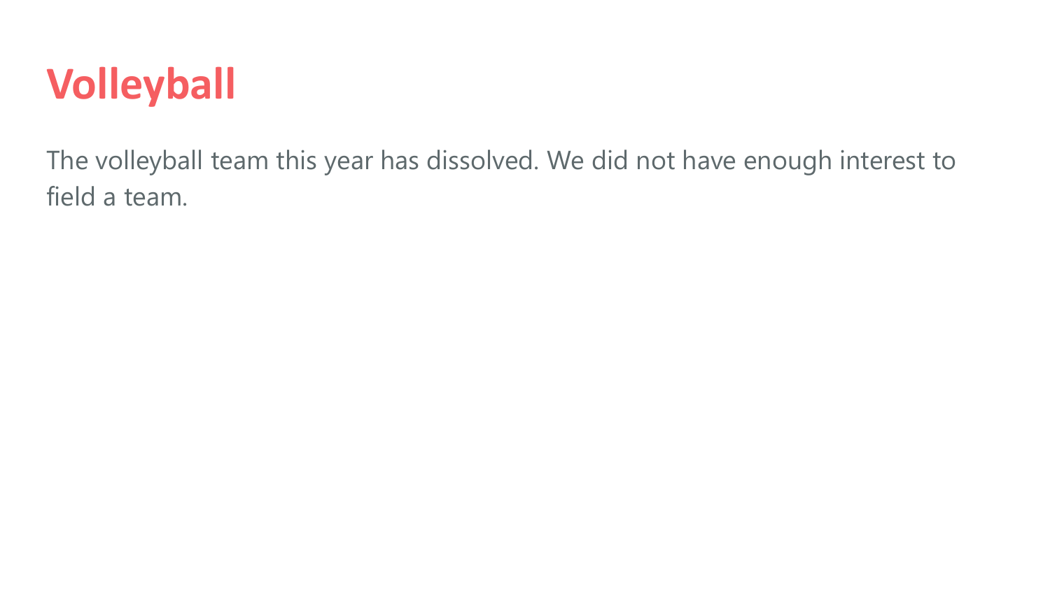# Volleyball

The volleyball team this year has dissolved. We did not have enough interest to field a team.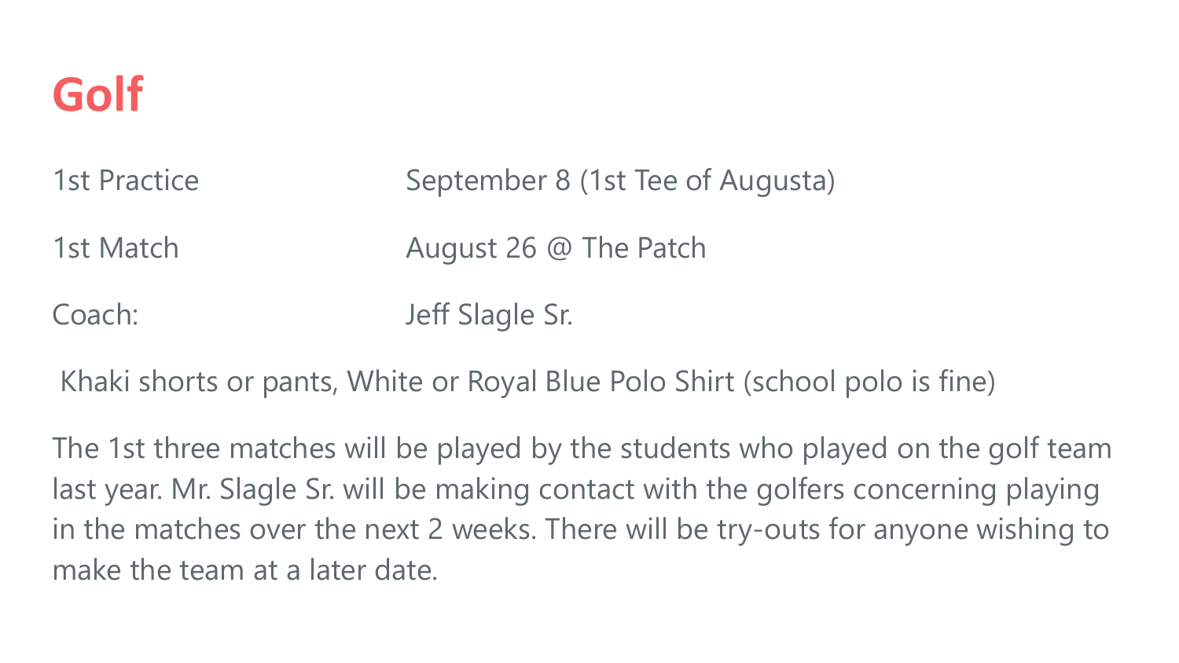# Golf

| | |
|---|---|
| 1st Practice | September 8 (1st Tee of Augusta) |
| 1st Match | August 26 @ The Patch |
| Coach: | Jeff Slagle Sr. |

Khaki shorts or pants, White or Royal Blue Polo Shirt (school polo is fine)

The 1st three matches will be played by the students who played on the golf team last year. Mr. Slagle Sr. will be making contact with the golfers concerning playing in the matches over the next 2 weeks. There will be try-outs for anyone wishing to make the team at a later date.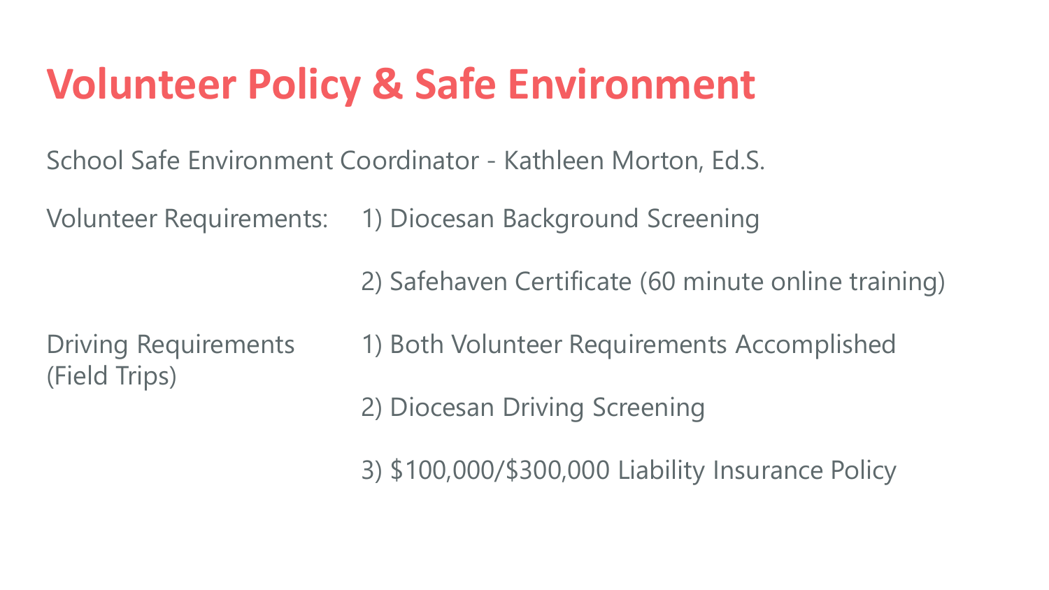# Volunteer Policy & Safe Environment

School Safe Environment Coordinator - Kathleen Morton, Ed.S.

Volunteer Requirements:

1) Diocesan Background Screening
2) Safehaven Certificate (60 minute online training)

Driving Requirements (Field Trips)

1) Both Volunteer Requirements Accomplished
2) Diocesan Driving Screening
3) $100,000/$300,000 Liability Insurance Policy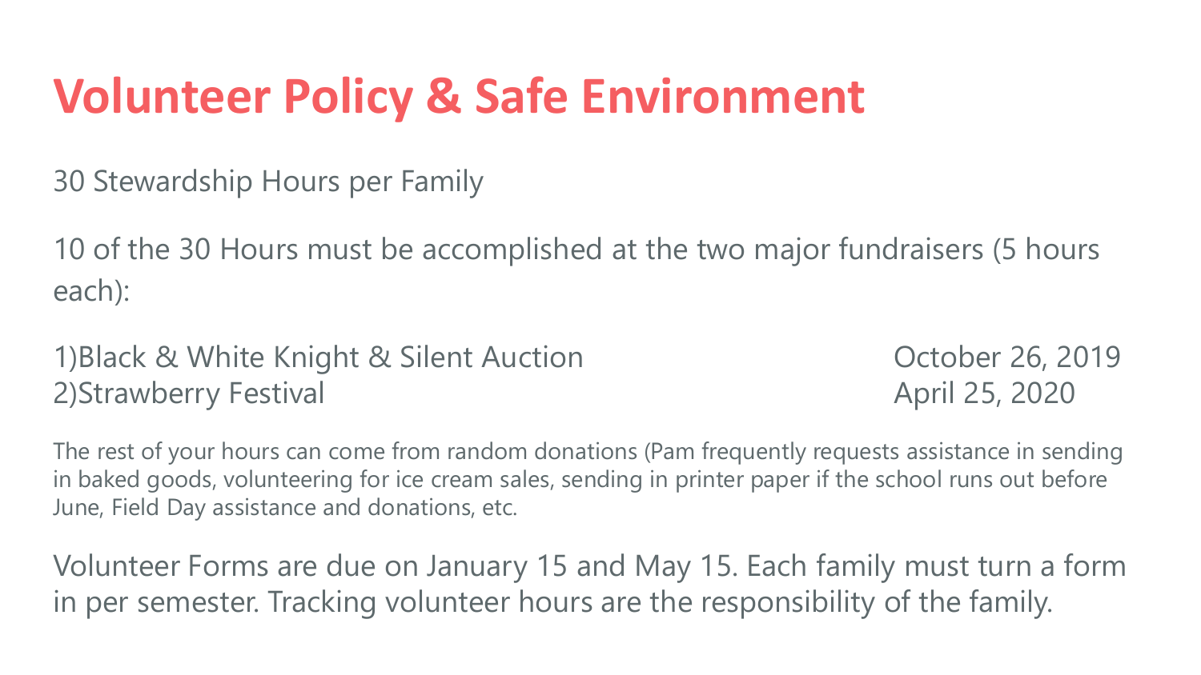# Volunteer Policy & Safe Environment

30 Stewardship Hours per Family

10 of the 30 Hours must be accomplished at the two major fundraisers (5 hours each):

1)Black & White Knight & Silent Auction October 26, 2019
2)Strawberry Festival April 25, 2020

The rest of your hours can come from random donations (Pam frequently requests assistance in sending in baked goods, volunteering for ice cream sales, sending in printer paper if the school runs out before June, Field Day assistance and donations, etc.

Volunteer Forms are due on January 15 and May 15. Each family must turn a form in per semester. Tracking volunteer hours are the responsibility of the family.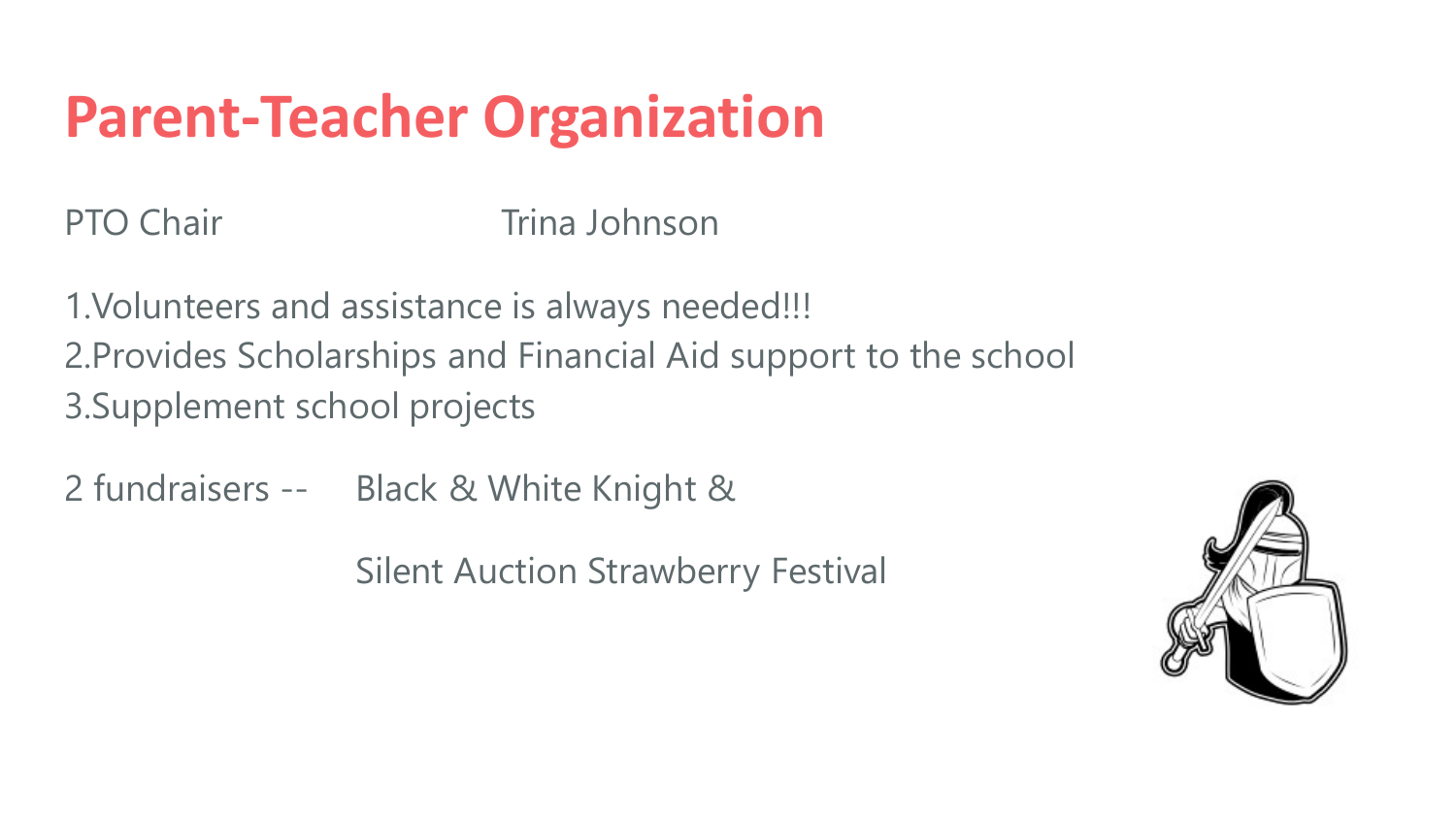# Parent-Teacher Organization

PTO Chair Trina Johnson

1. Volunteers and assistance is always needed!!!
2. Provides Scholarships and Financial Aid support to the school
3. Supplement school projects

2 fundraisers -- Black & White Knight &

Silent Auction Strawberry Festival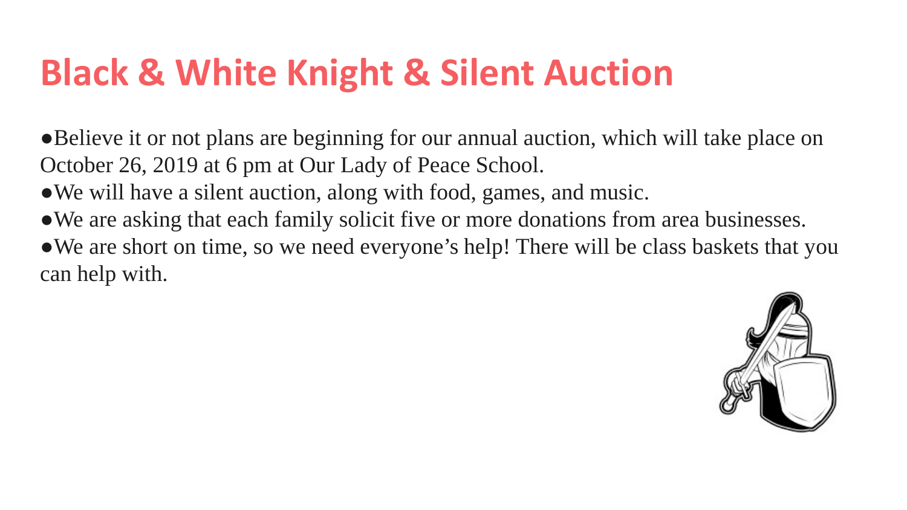# Black & White Knight & Silent Auction

- Believe it or not plans are beginning for our annual auction, which will take place on October 26, 2019 at 6 pm at Our Lady of Peace School.
- We will have a silent auction, along with food, games, and music.
- We are asking that each family solicit five or more donations from area businesses.
- We are short on time, so we need everyone's help! There will be class baskets that you can help with.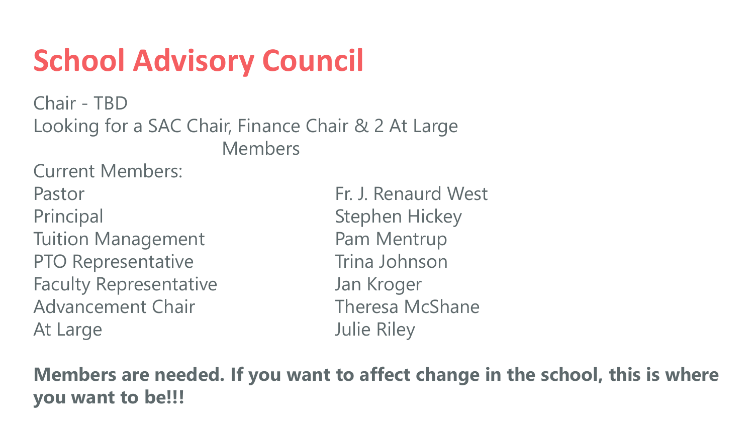# School Advisory Council

Chair - TBD

Looking for a SAC Chair, Finance Chair & 2 At Large Members

Current Members:

| Role | Name |
| --- | --- |
| Pastor | Fr. J. Renaurd West |
| Principal | Stephen Hickey |
| Tuition Management | Pam Mentrup |
| PTO Representative | Trina Johnson |
| Faculty Representative | Jan Kroger |
| Advancement Chair | Theresa McShane |
| At Large | Julie Riley |

**Members are needed. If you want to affect change in the school, this is where you want to be!!!**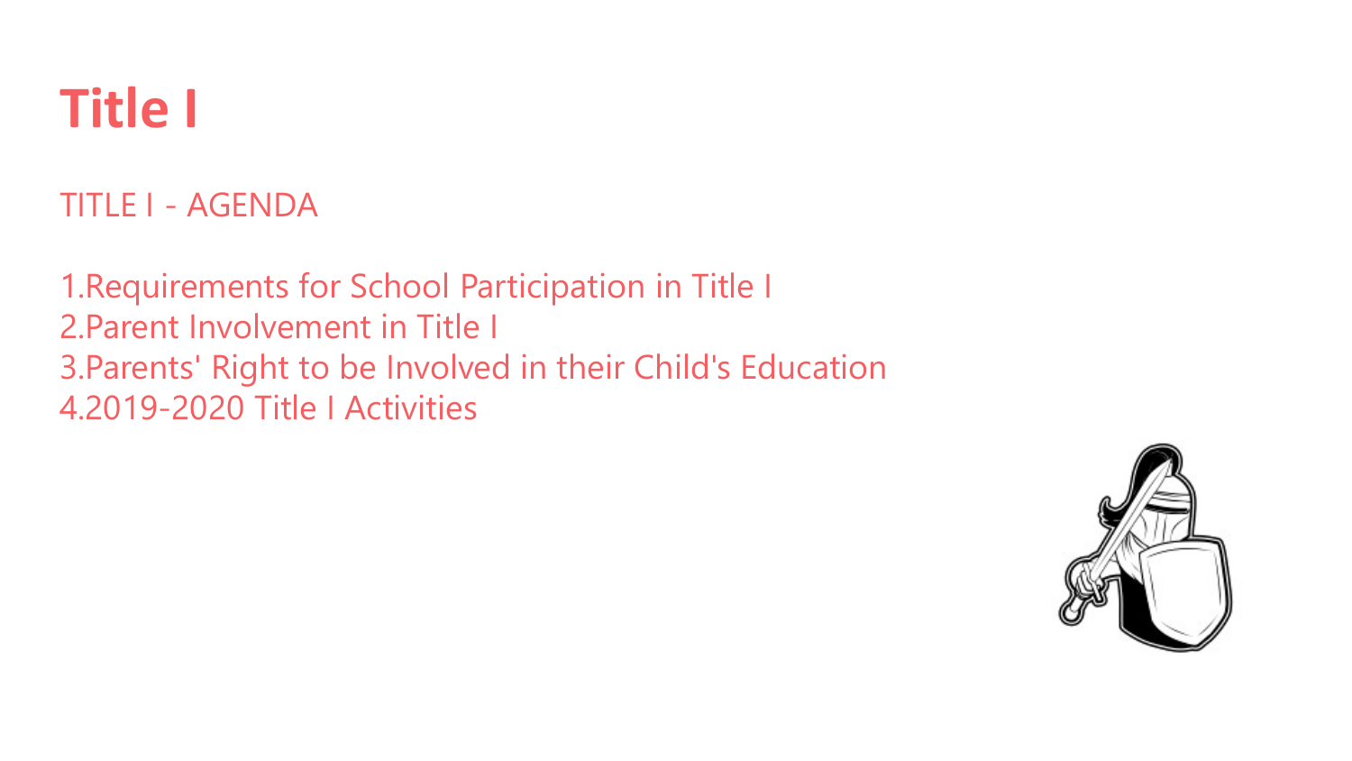# Title I

TITLE I - AGENDA

1. Requirements for School Participation in Title I
2. Parent Involvement in Title I
3. Parents' Right to be Involved in their Child's Education
4. 2019-2020 Title I Activities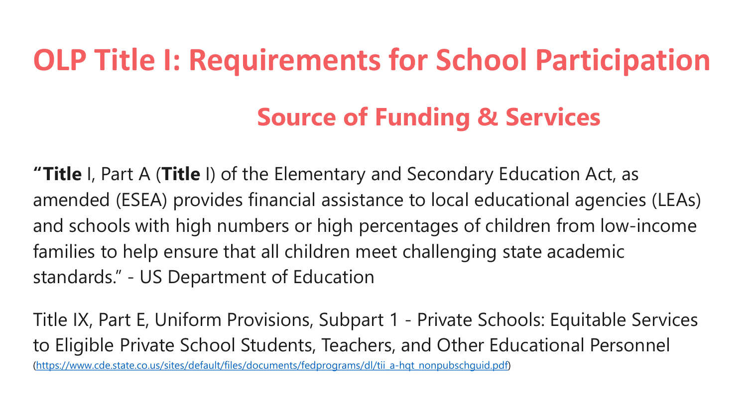# OLP Title I: Requirements for School Participation

## Source of Funding & Services

**"Title** I, Part A (**Title** I) of the Elementary and Secondary Education Act, as amended (ESEA) provides financial assistance to local educational agencies (LEAs) and schools with high numbers or high percentages of children from low-income families to help ensure that all children meet challenging state academic standards." - US Department of Education

Title IX, Part E, Uniform Provisions, Subpart 1 - Private Schools: Equitable Services to Eligible Private School Students, Teachers, and Other Educational Personnel (https://www.cde.state.co.us/sites/default/files/documents/fedprograms/dl/tii_a-hqt_nonpubschguid.pdf)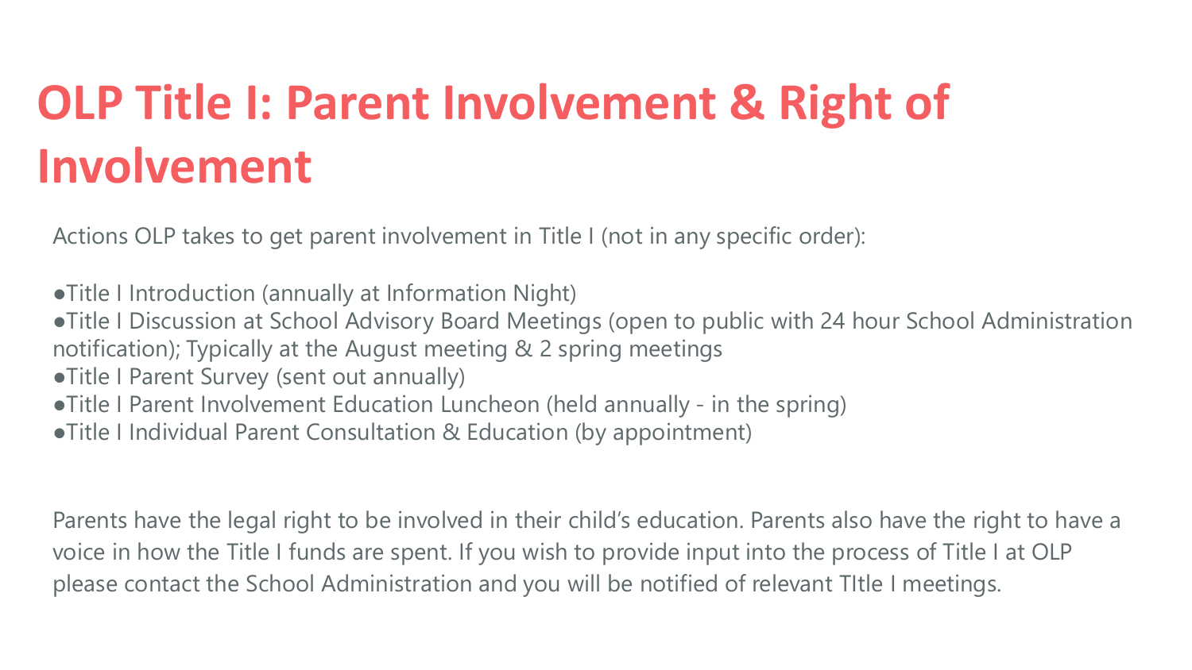# OLP Title I: Parent Involvement & Right of Involvement

Actions OLP takes to get parent involvement in Title I (not in any specific order):

- Title I Introduction (annually at Information Night)
- Title I Discussion at School Advisory Board Meetings (open to public with 24 hour School Administration notification); Typically at the August meeting & 2 spring meetings
- Title I Parent Survey (sent out annually)
- Title I Parent Involvement Education Luncheon (held annually - in the spring)
- Title I Individual Parent Consultation & Education (by appointment)

Parents have the legal right to be involved in their child's education. Parents also have the right to have a voice in how the Title I funds are spent. If you wish to provide input into the process of Title I at OLP please contact the School Administration and you will be notified of relevant TItle I meetings.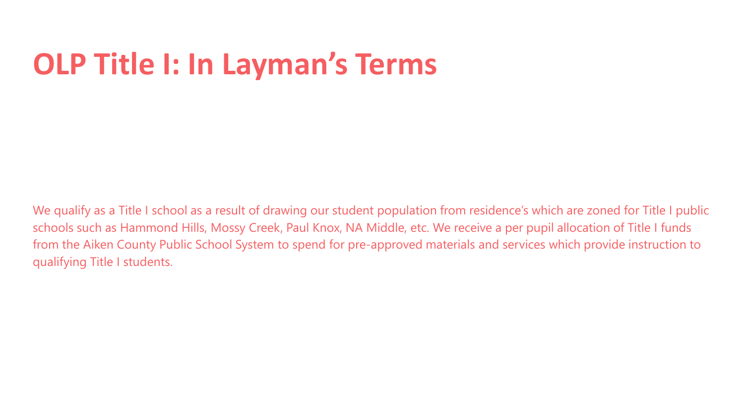# OLP Title I: In Layman’s Terms

We qualify as a Title I school as a result of drawing our student population from residence’s which are zoned for Title I public schools such as Hammond Hills, Mossy Creek, Paul Knox, NA Middle, etc. We receive a per pupil allocation of Title I funds from the Aiken County Public School System to spend for pre-approved materials and services which provide instruction to qualifying Title I students.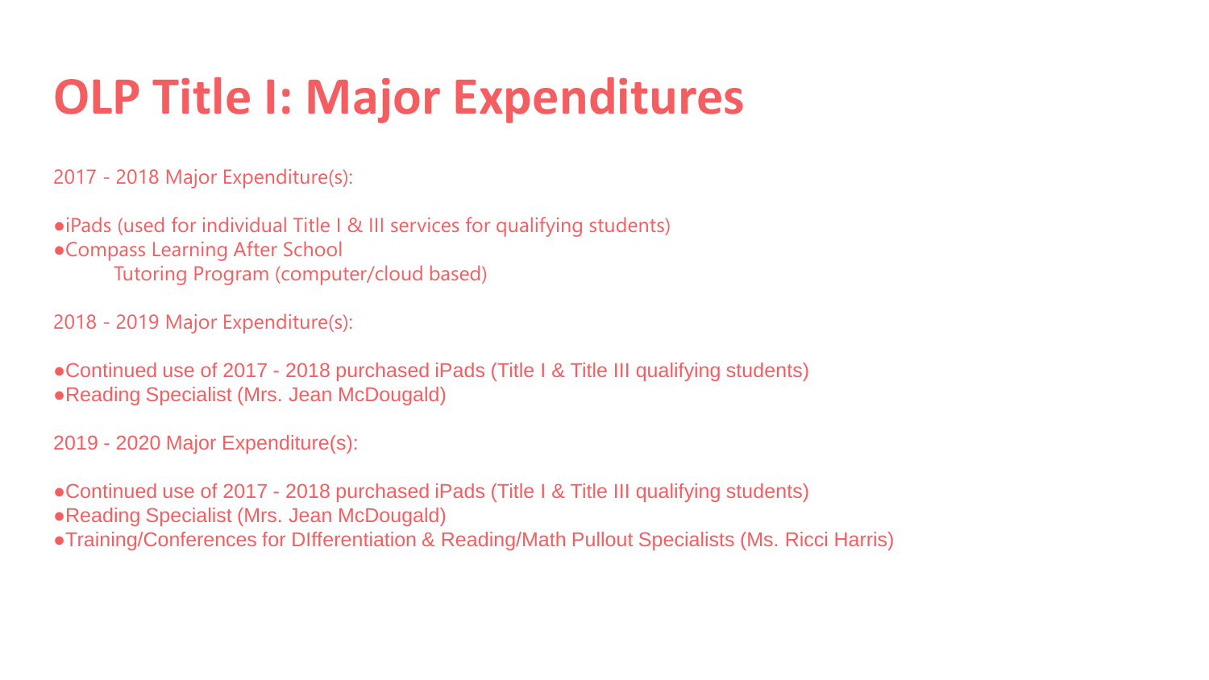# OLP Title I: Major Expenditures

2017 - 2018 Major Expenditure(s):

- iPads (used for individual Title I & III services for qualifying students)
- Compass Learning After School
  Tutoring Program (computer/cloud based)

2018 - 2019 Major Expenditure(s):

- Continued use of 2017 - 2018 purchased iPads (Title I & Title III qualifying students)
- Reading Specialist (Mrs. Jean McDougald)

2019 - 2020 Major Expenditure(s):

- Continued use of 2017 - 2018 purchased iPads (Title I & Title III qualifying students)
- Reading Specialist (Mrs. Jean McDougald)
- Training/Conferences for DIfferentiation & Reading/Math Pullout Specialists (Ms. Ricci Harris)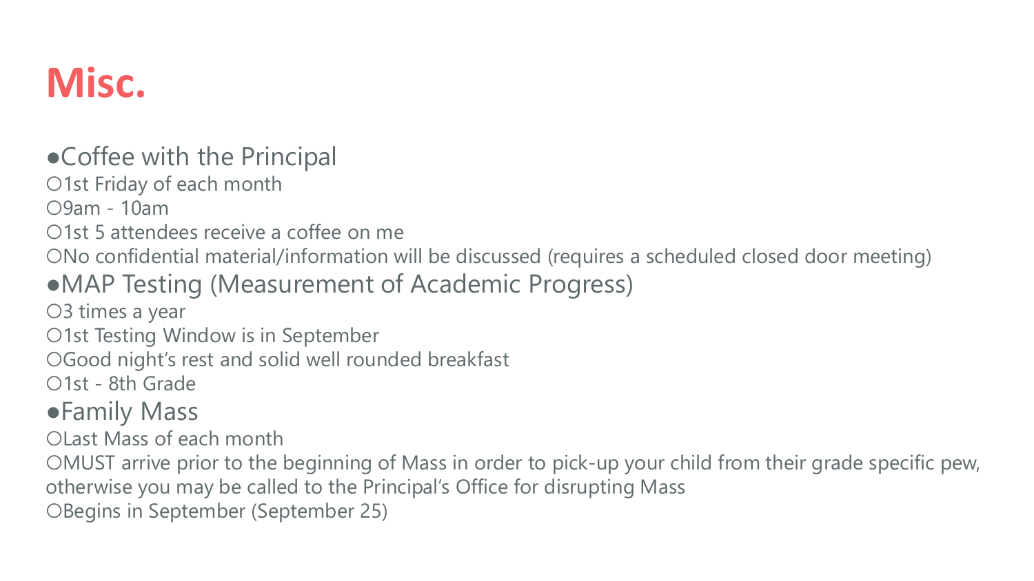# Misc.

- Coffee with the Principal
  - 1st Friday of each month
  - 9am - 10am
  - 1st 5 attendees receive a coffee on me
  - No confidential material/information will be discussed (requires a scheduled closed door meeting)
- MAP Testing (Measurement of Academic Progress)
  - 3 times a year
  - 1st Testing Window is in September
  - Good night's rest and solid well rounded breakfast
  - 1st - 8th Grade
- Family Mass
  - Last Mass of each month
  - MUST arrive prior to the beginning of Mass in order to pick-up your child from their grade specific pew, otherwise you may be called to the Principal's Office for disrupting Mass
  - Begins in September (September 25)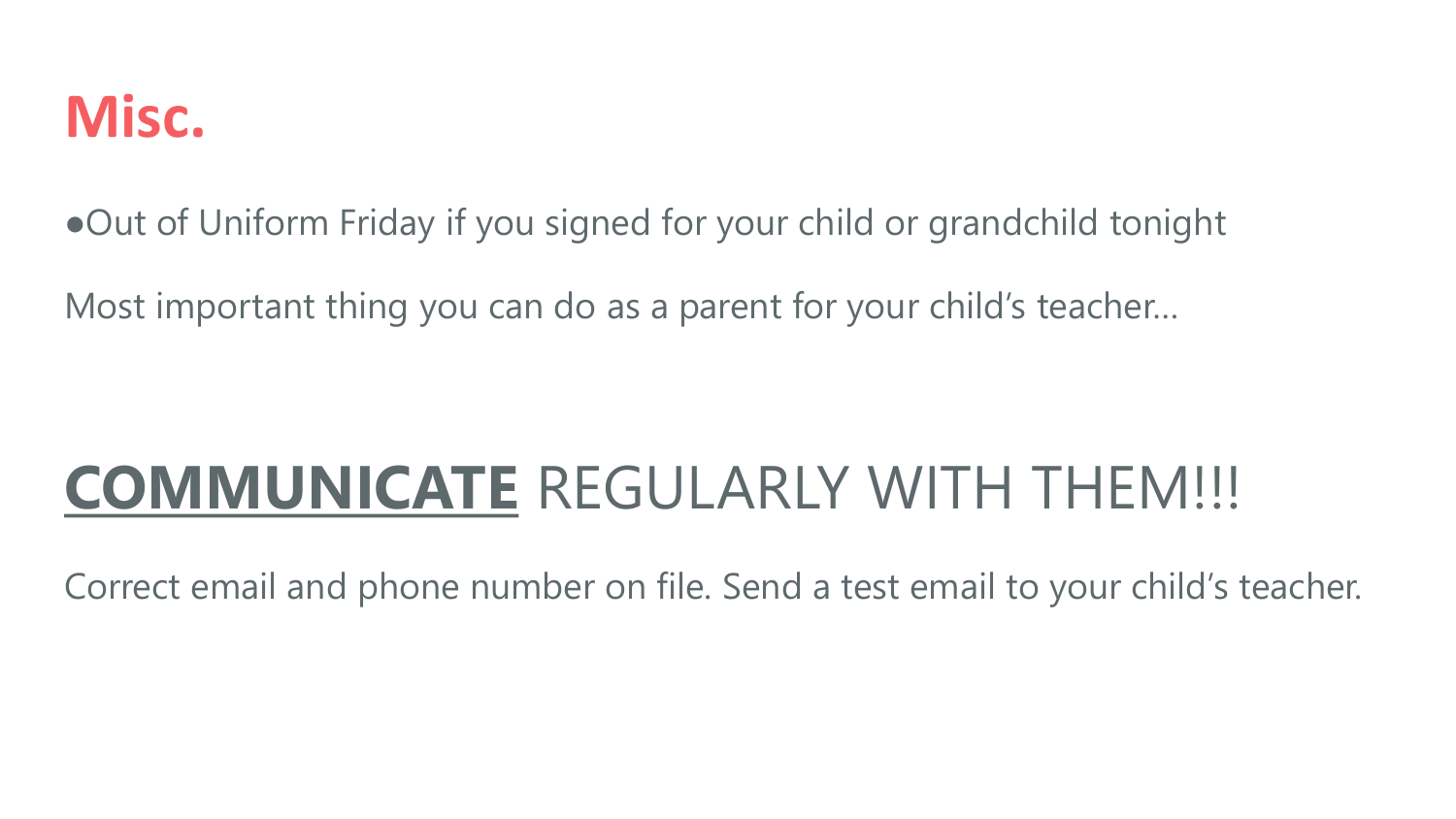# Misc.

- Out of Uniform Friday if you signed for your child or grandchild tonight

Most important thing you can do as a parent for your child's teacher…

## **<u>COMMUNICATE</u>** REGULARLY WITH THEM!!!

Correct email and phone number on file. Send a test email to your child's teacher.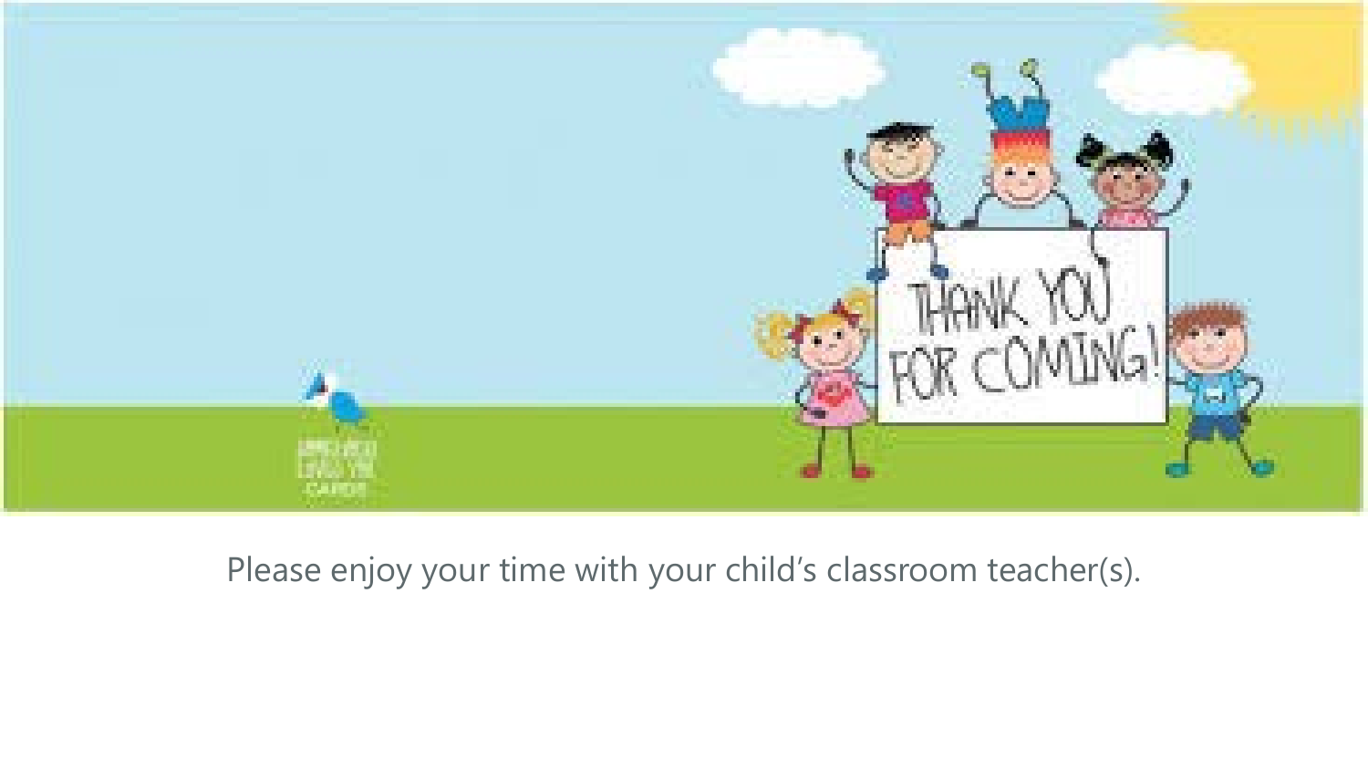Please enjoy your time with your child's classroom teacher(s).